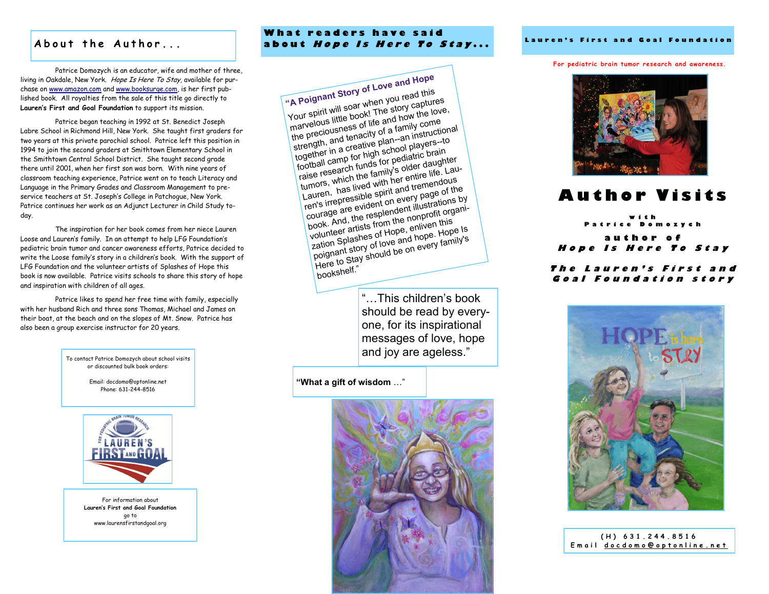## About the Author...

Patrice Domozych is an educator, wife and mother of three, living in Oakdale, New York. *Hope Is Here To Stay,* available for purchase on www.amazon.com and www.booksurge.com, is her first published book. All royalties from the sale of this title go directly to **Lauren's First and Goal Foundation** to support its mission.

Patrice began teaching in 1992 at St. Benedict Joseph Labre School in Richmond Hill, New York. She taught first graders for two years at this private parochial school. Patrice left this position in 1994 to join the second graders at Smithtown Elementary School in the Smithtown Central School District. She taught second grade there until 2001, when her first son was born. With nine years of classroom teaching experience, Patrice went on to teach Literacy and Language in the Primary Grades and Classroom Management to pre-service teachers at St. Joseph's College in Patchogue, New York. Patrice continues her work as an Adjunct Lecturer in Child Study today.

The inspiration for her book comes from her niece Lauren Loose and Lauren's family. In an attempt to help LFG Foundation's pediatric brain tumor and cancer awareness efforts, Patrice decided to write the Loose family's story in a children's book. With the support of LFG Foundation and the volunteer artists of Splashes of Hope this book is now available. Patrice visits schools to share this story of hope and inspiration with children of all ages.

Patrice likes to spend her free time with family, especially with her husband Rich and three sons Thomas, Michael and James on their boat, at the beach and on the slopes of Mt. Snow. Patrice has also been a group exercise instructor for 20 years.

To contact Patrice Domozych about school visits or discounted bulk book orders:

Email: docdomo@optonline.net
Phone: 631-244-8516

For information about
**Lauren's First and Goal Foundation**
go to
www.laurensfirstandgoal.org

## What readers have said about *Hope Is Here To Stay...*

**"A Poignant Story of Love and Hope**

Your spirit will soar when you read this marvelous little book! The story captures the preciousness of life and how the love, strength, and tenacity of a family come together in a creative plan--an instructional football camp for high school players--to raise research funds for pediatric brain tumors, which the family's older daughter Lauren, has lived with her entire life. Lauren's irrepressible spirit and tremendous courage are evident on every page of the book. And, the resplendent illustrations by volunteer artists from the nonprofit organization Splashes of Hope, enliven this poignant story of love and hope. Hope Is Here to Stay should be on every family's bookshelf."

"...This children's book should be read by everyone, for its inspirational messages of love, hope and joy are ageless."

**"What a gift of wisdom** ..."

## Lauren's First and Goal Foundation

For pediatric brain tumor research and awareness.

# Author Visits

with
Patrice Domozych
author of
*Hope Is Here To Stay*

*The Lauren's First and Goal Foundation story*

(H) 631.244.8516
Email docdomo@optonline.net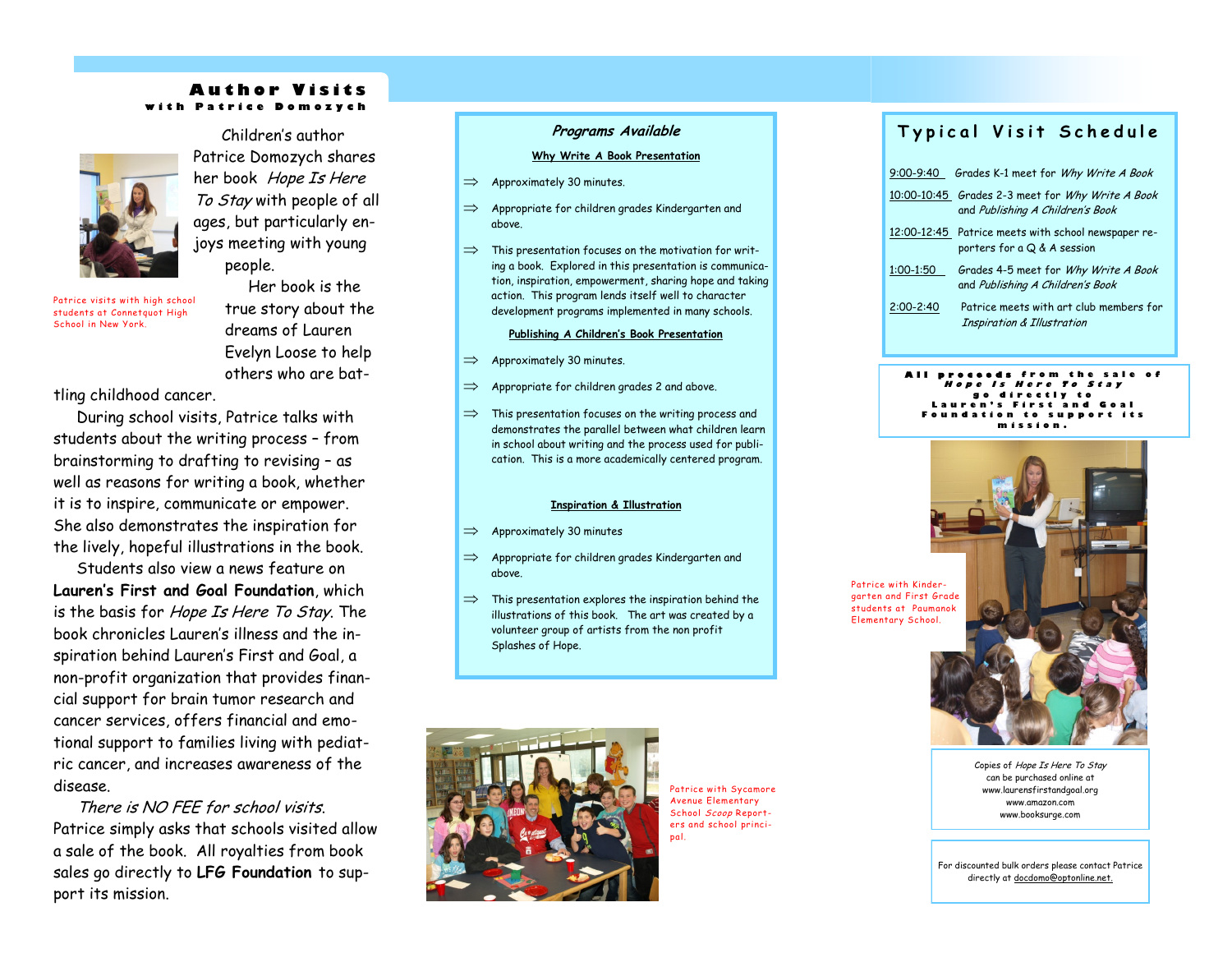## Author Visits

**with Patrice Domozych**

Patrice visits with high school students at Connetquot High School in New York.

Children's author Patrice Domozych shares her book *Hope Is Here To Stay* with people of all ages, but particularly enjoys meeting with young people.

Her book is the true story about the dreams of Lauren Evelyn Loose to help others who are battling childhood cancer.

During school visits, Patrice talks with students about the writing process – from brainstorming to drafting to revising – as well as reasons for writing a book, whether it is to inspire, communicate or empower. She also demonstrates the inspiration for the lively, hopeful illustrations in the book.

Students also view a news feature on **Lauren's First and Goal Foundation**, which is the basis for *Hope Is Here To Stay*. The book chronicles Lauren's illness and the inspiration behind Lauren's First and Goal, a non-profit organization that provides financial support for brain tumor research and cancer services, offers financial and emotional support to families living with pediatric cancer, and increases awareness of the disease.

*There is NO FEE for school visits.* Patrice simply asks that schools visited allow a sale of the book. All royalties from book sales go directly to **LFG Foundation** to support its mission.

### *Programs Available*

**Why Write A Book Presentation**

- Approximately 30 minutes.
- Appropriate for children grades Kindergarten and above.
- This presentation focuses on the motivation for writing a book. Explored in this presentation is communication, inspiration, empowerment, sharing hope and taking action. This program lends itself well to character development programs implemented in many schools.

**Publishing A Children's Book Presentation**

- Approximately 30 minutes.
- Appropriate for children grades 2 and above.
- This presentation focuses on the writing process and demonstrates the parallel between what children learn in school about writing and the process used for publication. This is a more academically centered program.

**Inspiration & Illustration**

- Approximately 30 minutes
- Appropriate for children grades Kindergarten and above.
- This presentation explores the inspiration behind the illustrations of this book. The art was created by a volunteer group of artists from the non profit Splashes of Hope.

Patrice with Sycamore Avenue Elementary School *Scoop* Reporters and school principal.

## Typical Visit Schedule

| | |
|---|---|
| 9:00-9:40 | Grades K-1 meet for *Why Write A Book* |
| 10:00-10:45 | Grades 2-3 meet for *Why Write A Book* and *Publishing A Children's Book* |
| 12:00-12:45 | Patrice meets with school newspaper reporters for a Q & A session |
| 1:00-1:50 | Grades 4-5 meet for *Why Write A Book* and *Publishing A Children's Book* |
| 2:00-2:40 | Patrice meets with art club members for *Inspiration & Illustration* |

**All proceeds from the sale of *Hope Is Here To Stay* go directly to Lauren's First and Goal Foundation to support its mission.**

Patrice with Kindergarten and First Grade students at Paumanok Elementary School.

Copies of *Hope Is Here To Stay* can be purchased online at
www.laurensfirstandgoal.org
www.amazon.com
www.booksurge.com

For discounted bulk orders please contact Patrice directly at docdomo@optonline.net.